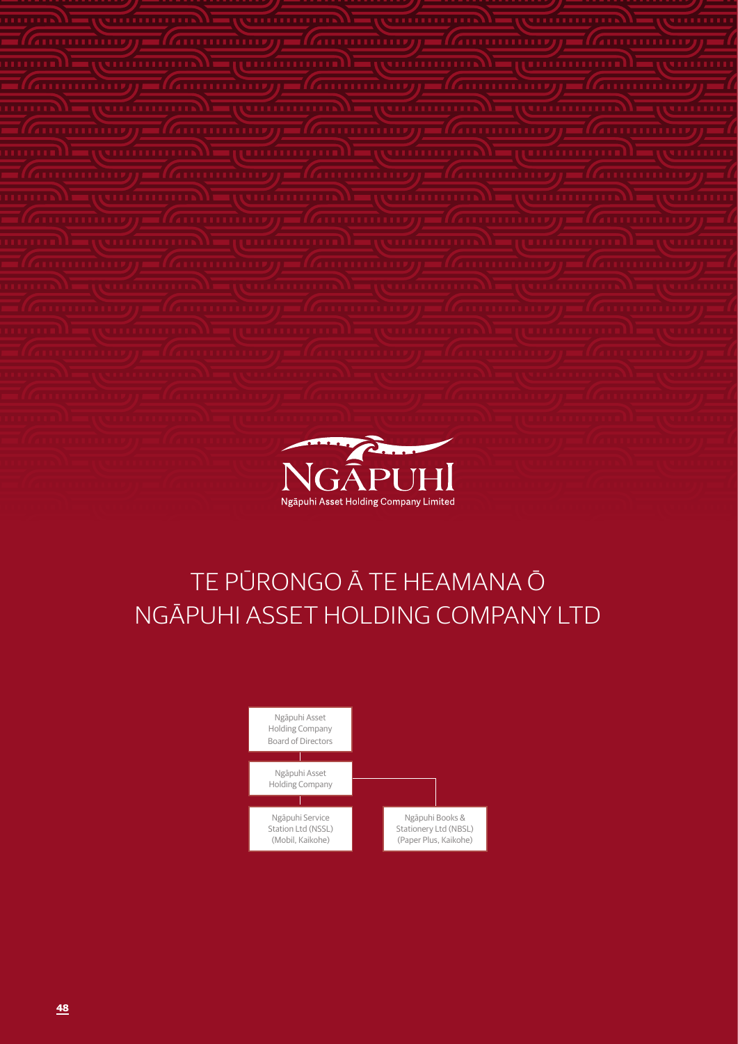Ngāpuhi Asset Holding Company Limited

# TE PŪRONGO Ā TE HEAMANA Ō NGĀPUHI ASSET HOLDING COMPANY LTD

- Ngāpuhi Asset Holding Company Board of Directors
  - Ngāpuhi Asset Holding Company
    - Ngāpuhi Service Station Ltd (NSSL) (Mobil, Kaikohe)
    - Ngāpuhi Books & Stationery Ltd (NBSL) (Paper Plus, Kaikohe)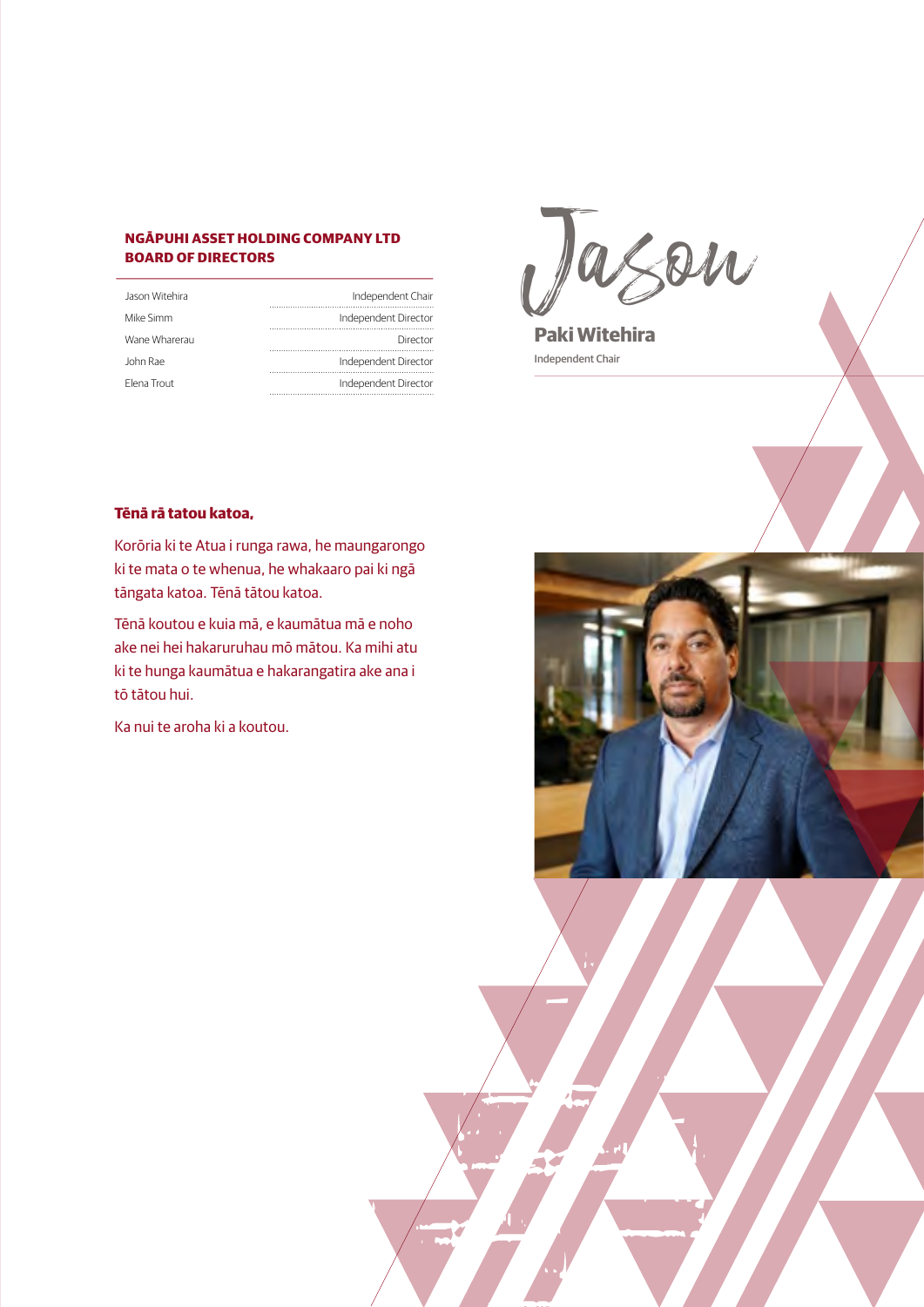## NGĀPUHI ASSET HOLDING COMPANY LTD BOARD OF DIRECTORS

| | |
|---|---|
| Jason Witehira | Independent Chair |
| Mike Simm | Independent Director |
| Wane Wharerau | Director |
| John Rae | Independent Director |
| Elena Trout | Independent Director |

Jason

**Paki Witehira**

Independent Chair

**Tēnā rā tatou katoa,**

Korōria ki te Atua i runga rawa, he maungarongo ki te mata o te whenua, he whakaaro pai ki ngā tāngata katoa. Tēnā tātou katoa.

Tēnā koutou e kuia mā, e kaumātua mā e noho ake nei hei hakaruruhau mō mātou. Ka mihi atu ki te hunga kaumātua e hakarangatira ake ana i tō tātou hui.

Ka nui te aroha ki a koutou.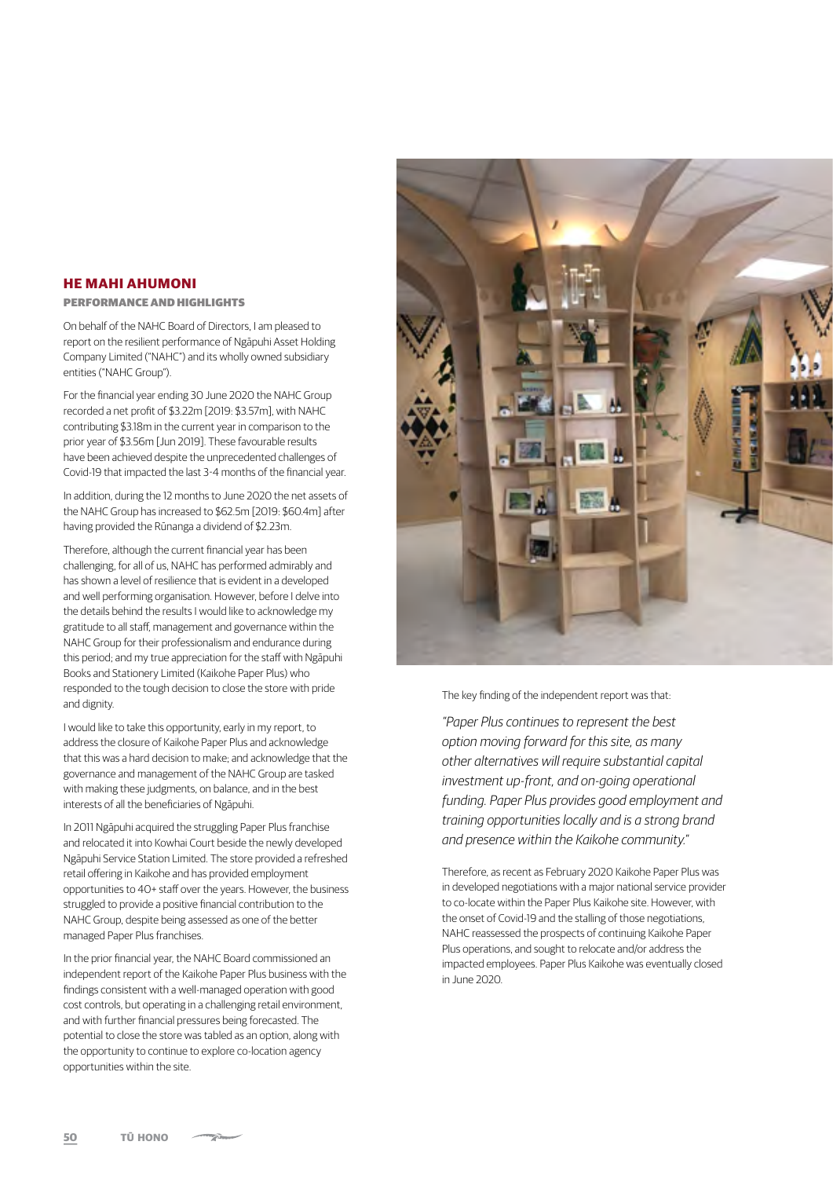## HE MAHI AHUMONI

### PERFORMANCE AND HIGHLIGHTS

On behalf of the NAHC Board of Directors, I am pleased to report on the resilient performance of Ngāpuhi Asset Holding Company Limited ("NAHC") and its wholly owned subsidiary entities ("NAHC Group").

For the financial year ending 30 June 2020 the NAHC Group recorded a net profit of $3.22m [2019: $3.57m], with NAHC contributing $3.18m in the current year in comparison to the prior year of $3.56m [Jun 2019]. These favourable results have been achieved despite the unprecedented challenges of Covid-19 that impacted the last 3-4 months of the financial year.

In addition, during the 12 months to June 2020 the net assets of the NAHC Group has increased to $62.5m [2019: $60.4m] after having provided the Rūnanga a dividend of $2.23m.

Therefore, although the current financial year has been challenging, for all of us, NAHC has performed admirably and has shown a level of resilience that is evident in a developed and well performing organisation. However, before I delve into the details behind the results I would like to acknowledge my gratitude to all staff, management and governance within the NAHC Group for their professionalism and endurance during this period; and my true appreciation for the staff with Ngāpuhi Books and Stationery Limited (Kaikohe Paper Plus) who responded to the tough decision to close the store with pride and dignity.

I would like to take this opportunity, early in my report, to address the closure of Kaikohe Paper Plus and acknowledge that this was a hard decision to make; and acknowledge that the governance and management of the NAHC Group are tasked with making these judgments, on balance, and in the best interests of all the beneficiaries of Ngāpuhi.

In 2011 Ngāpuhi acquired the struggling Paper Plus franchise and relocated it into Kowhai Court beside the newly developed Ngāpuhi Service Station Limited. The store provided a refreshed retail offering in Kaikohe and has provided employment opportunities to 40+ staff over the years. However, the business struggled to provide a positive financial contribution to the NAHC Group, despite being assessed as one of the better managed Paper Plus franchises.

In the prior financial year, the NAHC Board commissioned an independent report of the Kaikohe Paper Plus business with the findings consistent with a well-managed operation with good cost controls, but operating in a challenging retail environment, and with further financial pressures being forecasted. The potential to close the store was tabled as an option, along with the opportunity to continue to explore co-location agency opportunities within the site.

The key finding of the independent report was that:

*"Paper Plus continues to represent the best option moving forward for this site, as many other alternatives will require substantial capital investment up-front, and on-going operational funding. Paper Plus provides good employment and training opportunities locally and is a strong brand and presence within the Kaikohe community."*

Therefore, as recent as February 2020 Kaikohe Paper Plus was in developed negotiations with a major national service provider to co-locate within the Paper Plus Kaikohe site. However, with the onset of Covid-19 and the stalling of those negotiations, NAHC reassessed the prospects of continuing Kaikohe Paper Plus operations, and sought to relocate and/or address the impacted employees. Paper Plus Kaikohe was eventually closed in June 2020.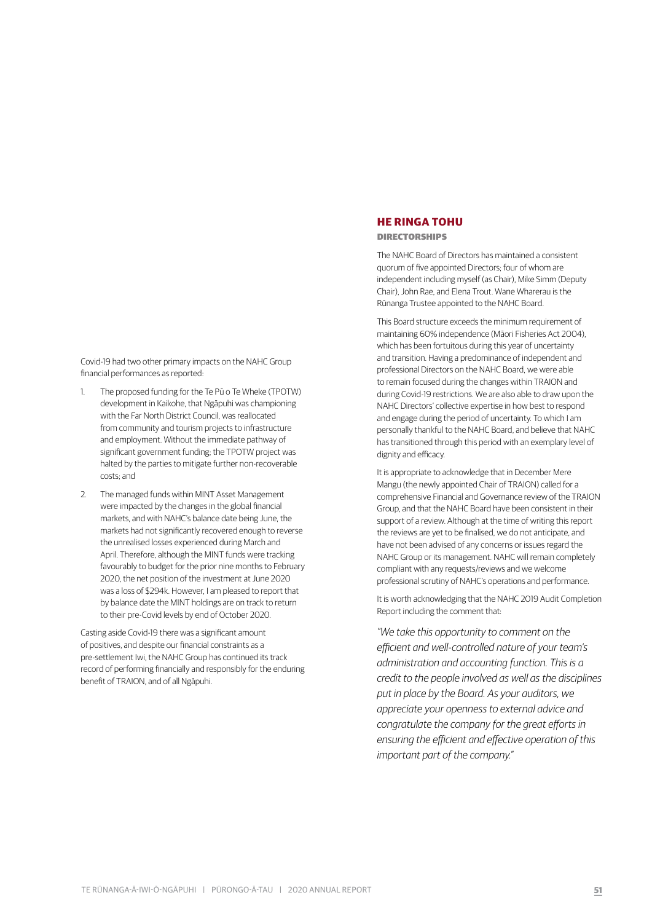Covid-19 had two other primary impacts on the NAHC Group financial performances as reported:

1. The proposed funding for the Te Pū o Te Wheke (TPOTW) development in Kaikohe, that Ngāpuhi was championing with the Far North District Council, was reallocated from community and tourism projects to infrastructure and employment. Without the immediate pathway of significant government funding; the TPOTW project was halted by the parties to mitigate further non-recoverable costs; and
2. The managed funds within MINT Asset Management were impacted by the changes in the global financial markets, and with NAHC's balance date being June, the markets had not significantly recovered enough to reverse the unrealised losses experienced during March and April. Therefore, although the MINT funds were tracking favourably to budget for the prior nine months to February 2020, the net position of the investment at June 2020 was a loss of $294k. However, I am pleased to report that by balance date the MINT holdings are on track to return to their pre-Covid levels by end of October 2020.

Casting aside Covid-19 there was a significant amount of positives, and despite our financial constraints as a pre-settlement Iwi, the NAHC Group has continued its track record of performing financially and responsibly for the enduring benefit of TRAION, and of all Ngāpuhi.

## HE RINGA TOHU

### DIRECTORSHIPS

The NAHC Board of Directors has maintained a consistent quorum of five appointed Directors; four of whom are independent including myself (as Chair), Mike Simm (Deputy Chair), John Rae, and Elena Trout. Wane Wharerau is the Rūnanga Trustee appointed to the NAHC Board.

This Board structure exceeds the minimum requirement of maintaining 60% independence (Māori Fisheries Act 2004), which has been fortuitous during this year of uncertainty and transition. Having a predominance of independent and professional Directors on the NAHC Board, we were able to remain focused during the changes within TRAION and during Covid-19 restrictions. We are also able to draw upon the NAHC Directors' collective expertise in how best to respond and engage during the period of uncertainty. To which I am personally thankful to the NAHC Board, and believe that NAHC has transitioned through this period with an exemplary level of dignity and efficacy.

It is appropriate to acknowledge that in December Mere Mangu (the newly appointed Chair of TRAION) called for a comprehensive Financial and Governance review of the TRAION Group, and that the NAHC Board have been consistent in their support of a review. Although at the time of writing this report the reviews are yet to be finalised, we do not anticipate, and have not been advised of any concerns or issues regard the NAHC Group or its management. NAHC will remain completely compliant with any requests/reviews and we welcome professional scrutiny of NAHC's operations and performance.

It is worth acknowledging that the NAHC 2019 Audit Completion Report including the comment that:

*"We take this opportunity to comment on the efficient and well-controlled nature of your team's administration and accounting function. This is a credit to the people involved as well as the disciplines put in place by the Board. As your auditors, we appreciate your openness to external advice and congratulate the company for the great efforts in ensuring the efficient and effective operation of this important part of the company."*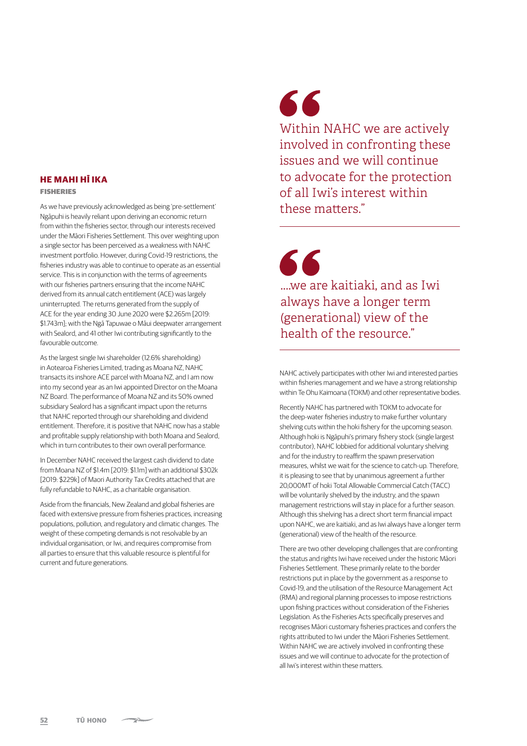## HE MAHI HĪ IKA

### FISHERIES

As we have previously acknowledged as being 'pre-settlement' Ngāpuhi is heavily reliant upon deriving an economic return from within the fisheries sector, through our interests received under the Māori Fisheries Settlement. This over weighting upon a single sector has been perceived as a weakness with NAHC investment portfolio. However, during Covid-19 restrictions, the fisheries industry was able to continue to operate as an essential service. This is in conjunction with the terms of agreements with our fisheries partners ensuring that the income NAHC derived from its annual catch entitlement (ACE) was largely uninterrupted. The returns generated from the supply of ACE for the year ending 30 June 2020 were $2.265m [2019: $1.743m]; with the Ngā Tapuwae o Māui deepwater arrangement with Sealord, and 41 other Iwi contributing significantly to the favourable outcome.

As the largest single Iwi shareholder (12.6% shareholding) in Aotearoa Fisheries Limited, trading as Moana NZ, NAHC transacts its inshore ACE parcel with Moana NZ, and I am now into my second year as an Iwi appointed Director on the Moana NZ Board. The performance of Moana NZ and its 50% owned subsidiary Sealord has a significant impact upon the returns that NAHC reported through our shareholding and dividend entitlement. Therefore, it is positive that NAHC now has a stable and profitable supply relationship with both Moana and Sealord, which in turn contributes to their own overall performance.

In December NAHC received the largest cash dividend to date from Moana NZ of $1.4m [2019: $1.1m] with an additional $302k [2019: $229k] of Maori Authority Tax Credits attached that are fully refundable to NAHC, as a charitable organisation.

Aside from the financials, New Zealand and global fisheries are faced with extensive pressure from fisheries practices, increasing populations, pollution, and regulatory and climatic changes. The weight of these competing demands is not resolvable by an individual organisation, or Iwi, and requires compromise from all parties to ensure that this valuable resource is plentiful for current and future generations.

> Within NAHC we are actively involved in confronting these issues and we will continue to advocate for the protection of all Iwi's interest within these matters."

> ....we are kaitiaki, and as Iwi always have a longer term (generational) view of the health of the resource."

NAHC actively participates with other Iwi and interested parties within fisheries management and we have a strong relationship within Te Ohu Kaimoana (TOKM) and other representative bodies.

Recently NAHC has partnered with TOKM to advocate for the deep-water fisheries industry to make further voluntary shelving cuts within the hoki fishery for the upcoming season. Although hoki is Ngāpuhi's primary fishery stock (single largest contributor), NAHC lobbied for additional voluntary shelving and for the industry to reaffirm the spawn preservation measures, whilst we wait for the science to catch-up. Therefore, it is pleasing to see that by unanimous agreement a further 20,000MT of hoki Total Allowable Commercial Catch (TACC) will be voluntarily shelved by the industry, and the spawn management restrictions will stay in place for a further season. Although this shelving has a direct short term financial impact upon NAHC, we are kaitiaki, and as Iwi always have a longer term (generational) view of the health of the resource.

There are two other developing challenges that are confronting the status and rights Iwi have received under the historic Māori Fisheries Settlement. These primarily relate to the border restrictions put in place by the government as a response to Covid-19, and the utilisation of the Resource Management Act (RMA) and regional planning processes to impose restrictions upon fishing practices without consideration of the Fisheries Legislation. As the Fisheries Acts specifically preserves and recognises Māori customary fisheries practices and confers the rights attributed to Iwi under the Māori Fisheries Settlement. Within NAHC we are actively involved in confronting these issues and we will continue to advocate for the protection of all Iwi's interest within these matters.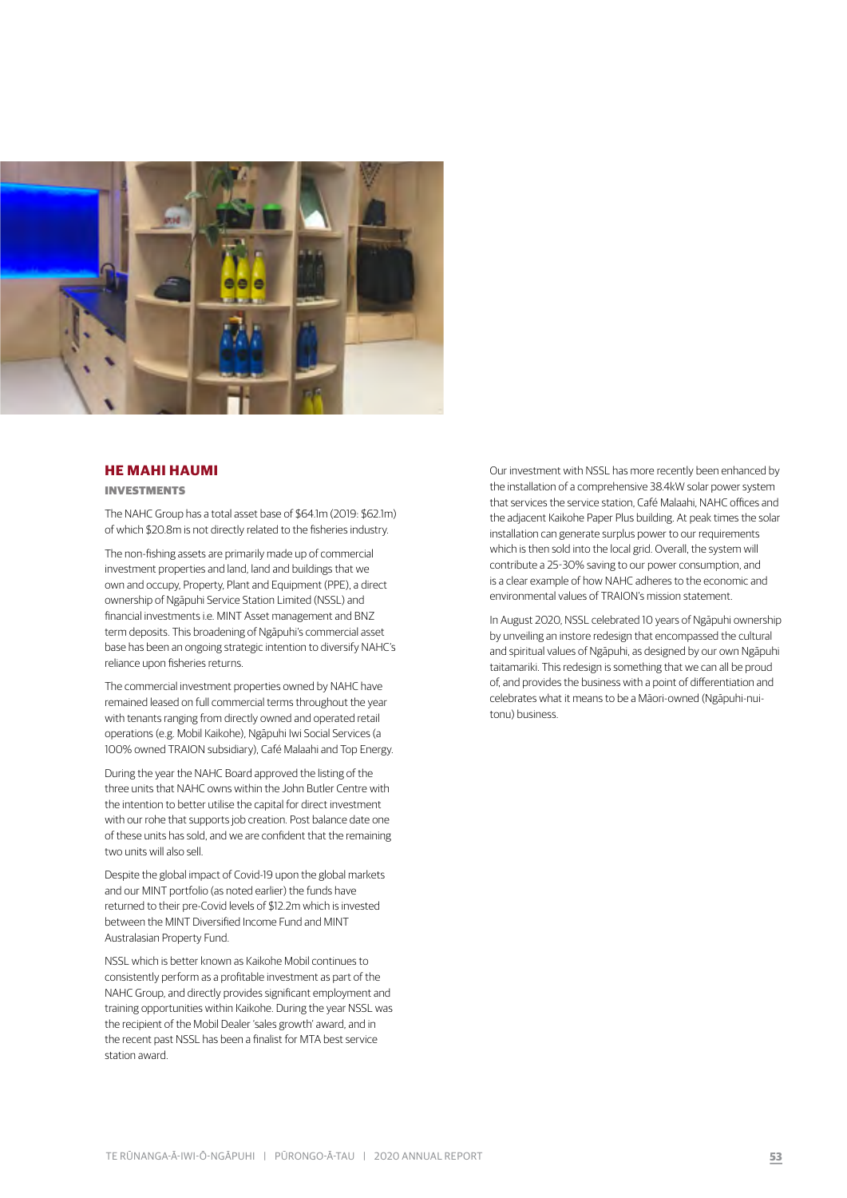## HE MAHI HAUMI

### INVESTMENTS

The NAHC Group has a total asset base of $64.1m (2019: $62.1m) of which $20.8m is not directly related to the fisheries industry.

The non-fishing assets are primarily made up of commercial investment properties and land, land and buildings that we own and occupy, Property, Plant and Equipment (PPE), a direct ownership of Ngāpuhi Service Station Limited (NSSL) and financial investments i.e. MINT Asset management and BNZ term deposits. This broadening of Ngāpuhi's commercial asset base has been an ongoing strategic intention to diversify NAHC's reliance upon fisheries returns.

The commercial investment properties owned by NAHC have remained leased on full commercial terms throughout the year with tenants ranging from directly owned and operated retail operations (e.g. Mobil Kaikohe), Ngāpuhi Iwi Social Services (a 100% owned TRAION subsidiary), Café Malaahi and Top Energy.

During the year the NAHC Board approved the listing of the three units that NAHC owns within the John Butler Centre with the intention to better utilise the capital for direct investment with our rohe that supports job creation. Post balance date one of these units has sold, and we are confident that the remaining two units will also sell.

Despite the global impact of Covid-19 upon the global markets and our MINT portfolio (as noted earlier) the funds have returned to their pre-Covid levels of $12.2m which is invested between the MINT Diversified Income Fund and MINT Australasian Property Fund.

NSSL which is better known as Kaikohe Mobil continues to consistently perform as a profitable investment as part of the NAHC Group, and directly provides significant employment and training opportunities within Kaikohe. During the year NSSL was the recipient of the Mobil Dealer 'sales growth' award, and in the recent past NSSL has been a finalist for MTA best service station award.

Our investment with NSSL has more recently been enhanced by the installation of a comprehensive 38.4kW solar power system that services the service station, Café Malaahi, NAHC offices and the adjacent Kaikohe Paper Plus building. At peak times the solar installation can generate surplus power to our requirements which is then sold into the local grid. Overall, the system will contribute a 25-30% saving to our power consumption, and is a clear example of how NAHC adheres to the economic and environmental values of TRAION's mission statement.

In August 2020, NSSL celebrated 10 years of Ngāpuhi ownership by unveiling an instore redesign that encompassed the cultural and spiritual values of Ngāpuhi, as designed by our own Ngāpuhi taitamariki. This redesign is something that we can all be proud of, and provides the business with a point of differentiation and celebrates what it means to be a Māori-owned (Ngāpuhi-nui-tonu) business.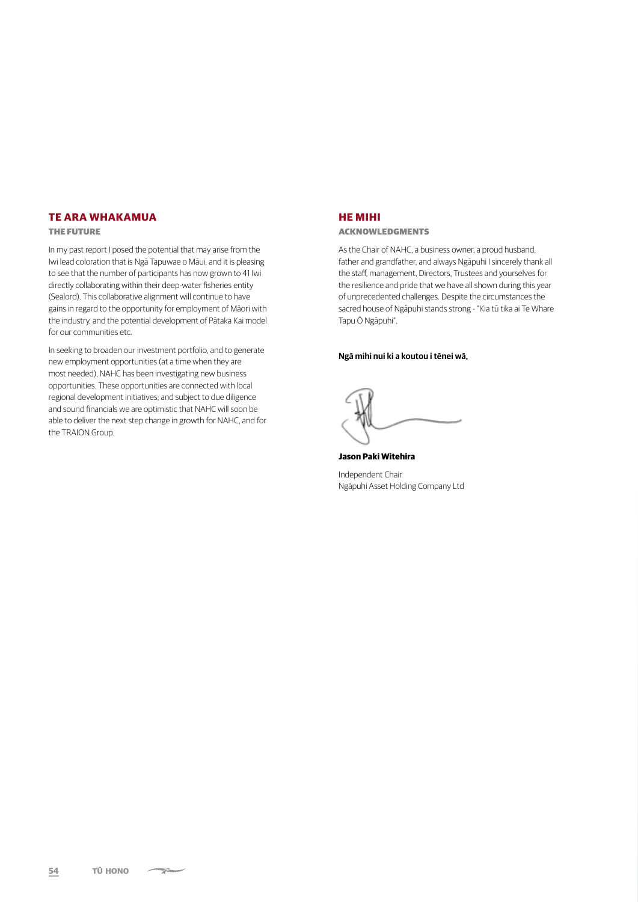## TE ARA WHAKAMUA

### THE FUTURE

In my past report I posed the potential that may arise from the Iwi lead coloration that is Ngā Tapuwae o Māui, and it is pleasing to see that the number of participants has now grown to 41 Iwi directly collaborating within their deep-water fisheries entity (Sealord). This collaborative alignment will continue to have gains in regard to the opportunity for employment of Māori with the industry, and the potential development of Pātaka Kai model for our communities etc.

In seeking to broaden our investment portfolio, and to generate new employment opportunities (at a time when they are most needed), NAHC has been investigating new business opportunities. These opportunities are connected with local regional development initiatives; and subject to due diligence and sound financials we are optimistic that NAHC will soon be able to deliver the next step change in growth for NAHC, and for the TRAION Group.

## HE MIHI

### ACKNOWLEDGMENTS

As the Chair of NAHC, a business owner, a proud husband, father and grandfather, and always Ngāpuhi I sincerely thank all the staff, management, Directors, Trustees and yourselves for the resilience and pride that we have all shown during this year of unprecedented challenges. Despite the circumstances the sacred house of Ngāpuhi stands strong - "Kia tū tika ai Te Whare Tapu Ō Ngāpuhi".

**Ngā mihi nui ki a koutou i tēnei wā,**

**Jason Paki Witehira**

Independent Chair
Ngāpuhi Asset Holding Company Ltd